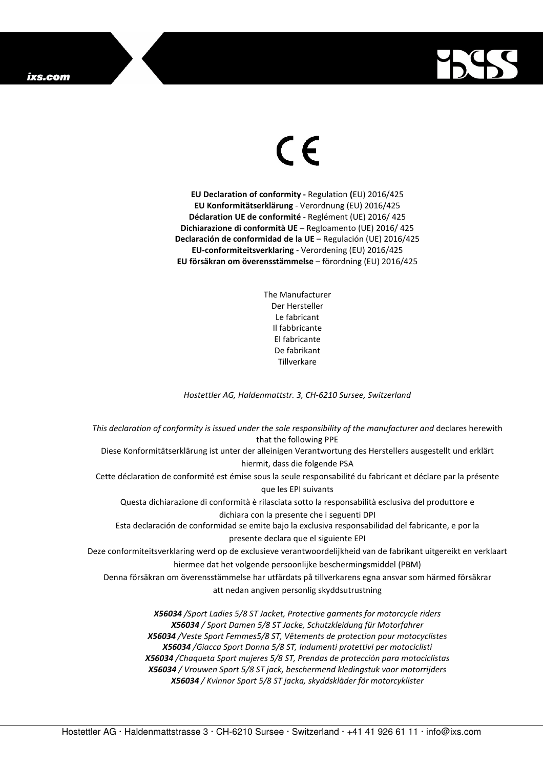CE

**EU Declaration of conformity -** Regulation **(**EU) 2016/425
**EU Konformitätserklärung** - Verordnung (EU) 2016/425
**Déclaration UE de conformité** - Reglément (UE) 2016/ 425
**Dichiarazione di conformità UE** – Regloamento (UE) 2016/ 425
**Declaración de conformidad de la UE** – Regulación (UE) 2016/425
**EU-conformiteitsverklaring** - Verordening (EU) 2016/425
**EU försäkran om överensstämmelse** – förordning (EU) 2016/425

The Manufacturer
Der Hersteller
Le fabricant
Il fabbricante
El fabricante
De fabrikant
Tillverkare

*Hostettler AG, Haldenmattstr. 3, CH-6210 Sursee, Switzerland*

*This declaration of conformity is issued under the sole responsibility of the manufacturer and* declares herewith that the following PPE
Diese Konformitätserklärung ist unter der alleinigen Verantwortung des Herstellers ausgestellt und erklärt hiermit, dass die folgende PSA
Cette déclaration de conformité est émise sous la seule responsabilité du fabricant et déclare par la présente que les EPI suivants
Questa dichiarazione di conformità è rilasciata sotto la responsabilità esclusiva del produttore e dichiara con la presente che i seguenti DPI
Esta declaración de conformidad se emite bajo la exclusiva responsabilidad del fabricante, e por la presente declara que el siguiente EPI
Deze conformiteitsverklaring werd op de exclusieve verantwoordelijkheid van de fabrikant uitgereikt en verklaart hiermee dat het volgende persoonlijke beschermingsmiddel (PBM)
Denna försäkran om överensstämmelse har utfärdats på tillverkarens egna ansvar som härmed försäkrar att nedan angiven personlig skyddsutrustning

***X56034** /Sport Ladies 5/8 ST Jacket, Protective garments for motorcycle riders*
***X56034** / Sport Damen 5/8 ST Jacke, Schutzkleidung für Motorfahrer*
***X56034** /Veste Sport Femmes5/8 ST, Vêtements de protection pour motocyclistes*
***X56034** /Giacca Sport Donna 5/8 ST, Indumenti protettivi per motociclisti*
***X56034** /Chaqueta Sport mujeres 5/8 ST, Prendas de protección para motociclistas*
***X56034** / Vrouwen Sport 5/8 ST jack, beschermend kledingstuk voor motorrijders*
***X56034** / Kvinnor Sport 5/8 ST jacka, skyddskläder för motorcyklister*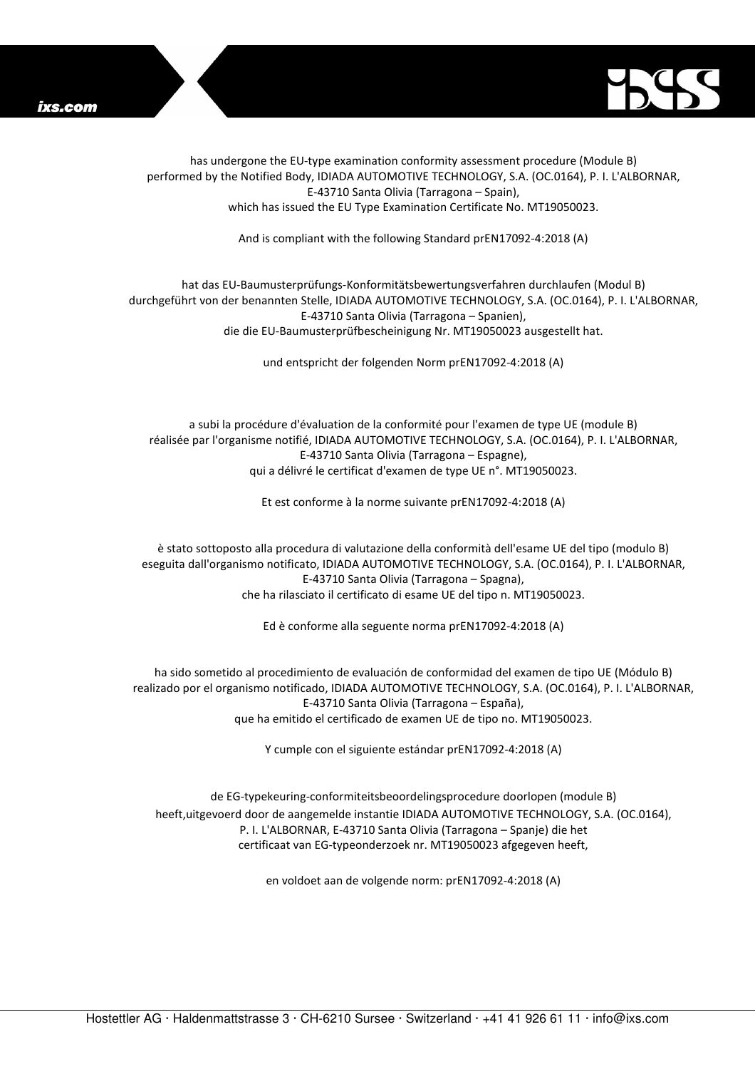has undergone the EU-type examination conformity assessment procedure (Module B) performed by the Notified Body, IDIADA AUTOMOTIVE TECHNOLOGY, S.A. (OC.0164), P. I. L'ALBORNAR, E-43710 Santa Olivia (Tarragona – Spain), which has issued the EU Type Examination Certificate No. MT19050023.

And is compliant with the following Standard prEN17092-4:2018 (A)

hat das EU-Baumusterprüfungs-Konformitätsbewertungsverfahren durchlaufen (Modul B) durchgeführt von der benannten Stelle, IDIADA AUTOMOTIVE TECHNOLOGY, S.A. (OC.0164), P. I. L'ALBORNAR, E-43710 Santa Olivia (Tarragona – Spanien), die die EU-Baumusterprüfbescheinigung Nr. MT19050023 ausgestellt hat.

und entspricht der folgenden Norm prEN17092-4:2018 (A)

a subi la procédure d'évaluation de la conformité pour l'examen de type UE (module B) réalisée par l'organisme notifié, IDIADA AUTOMOTIVE TECHNOLOGY, S.A. (OC.0164), P. I. L'ALBORNAR, E-43710 Santa Olivia (Tarragona – Espagne), qui a délivré le certificat d'examen de type UE n°. MT19050023.

Et est conforme à la norme suivante prEN17092-4:2018 (A)

è stato sottoposto alla procedura di valutazione della conformità dell'esame UE del tipo (modulo B) eseguita dall'organismo notificato, IDIADA AUTOMOTIVE TECHNOLOGY, S.A. (OC.0164), P. I. L'ALBORNAR, E-43710 Santa Olivia (Tarragona – Spagna), che ha rilasciato il certificato di esame UE del tipo n. MT19050023.

Ed è conforme alla seguente norma prEN17092-4:2018 (A)

ha sido sometido al procedimiento de evaluación de conformidad del examen de tipo UE (Módulo B) realizado por el organismo notificado, IDIADA AUTOMOTIVE TECHNOLOGY, S.A. (OC.0164), P. I. L'ALBORNAR, E-43710 Santa Olivia (Tarragona – España), que ha emitido el certificado de examen UE de tipo no. MT19050023.

Y cumple con el siguiente estándar prEN17092-4:2018 (A)

de EG-typekeuring-conformiteitsbeoordelingsprocedure doorlopen (module B) heeft,uitgevoerd door de aangemelde instantie IDIADA AUTOMOTIVE TECHNOLOGY, S.A. (OC.0164), P. I. L'ALBORNAR, E-43710 Santa Olivia (Tarragona – Spanje) die het certificaat van EG-typeonderzoek nr. MT19050023 afgegeven heeft,

en voldoet aan de volgende norm: prEN17092-4:2018 (A)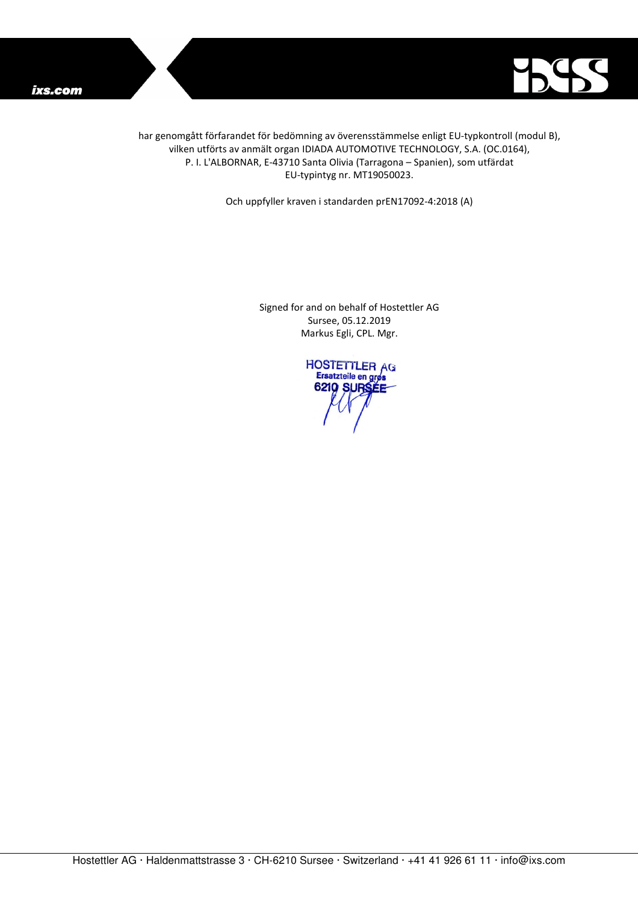har genomgått förfarandet för bedömning av överensstämmelse enligt EU-typkontroll (modul B), vilken utförts av anmält organ IDIADA AUTOMOTIVE TECHNOLOGY, S.A. (OC.0164), P. I. L'ALBORNAR, E-43710 Santa Olivia (Tarragona – Spanien), som utfärdat EU-typintyg nr. MT19050023.

Och uppfyller kraven i standarden prEN17092-4:2018 (A)

Signed for and on behalf of Hostettler AG
Sursee, 05.12.2019
Markus Egli, CPL. Mgr.

HOSTETTLER AG
Ersatzteile en gros
6210 SURSEE

Hostettler AG · Haldenmattstrasse 3 · CH-6210 Sursee · Switzerland · +41 41 926 61 11 · info@ixs.com